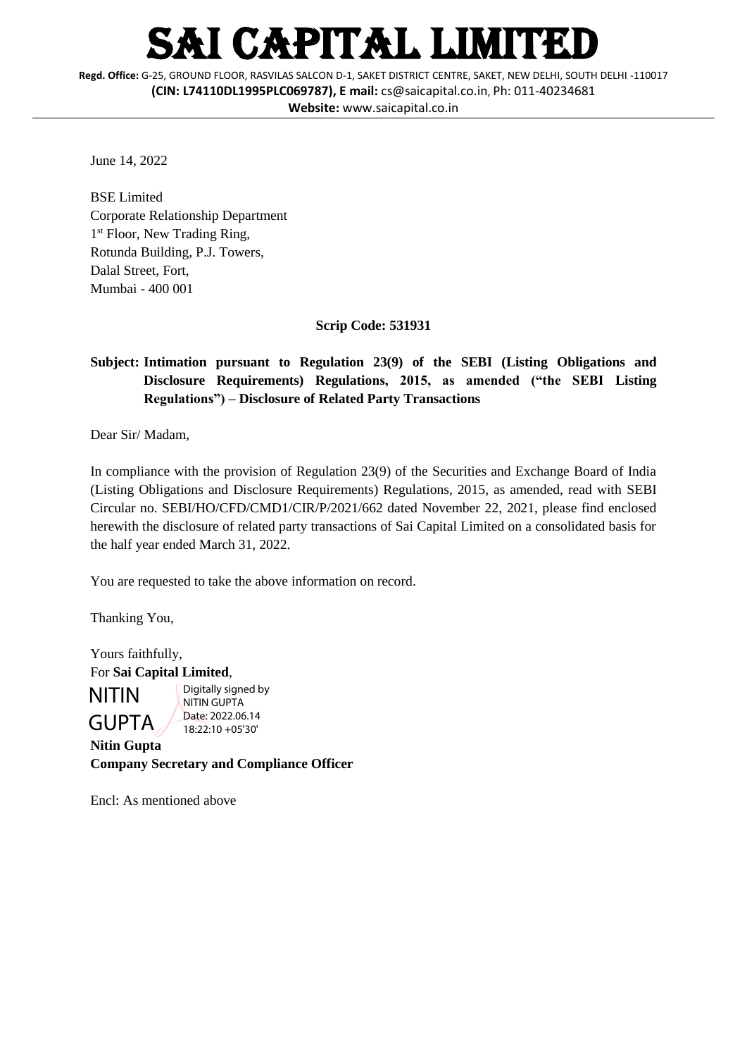# SAI CAPITAL LIMITED

**Regd. Office:** G-25, GROUND FLOOR, RASVILAS SALCON D-1, SAKET DISTRICT CENTRE, SAKET, NEW DELHI, SOUTH DELHI -110017
**(CIN: L74110DL1995PLC069787), E mail:** cs@saicapital.co.in, Ph: 011-40234681
**Website:** www.saicapital.co.in

---

June 14, 2022

BSE Limited
Corporate Relationship Department
1st Floor, New Trading Ring,
Rotunda Building, P.J. Towers,
Dalal Street, Fort,
Mumbai - 400 001

**Scrip Code: 531931**

**Subject: Intimation pursuant to Regulation 23(9) of the SEBI (Listing Obligations and Disclosure Requirements) Regulations, 2015, as amended ("the SEBI Listing Regulations") – Disclosure of Related Party Transactions**

Dear Sir/ Madam,

In compliance with the provision of Regulation 23(9) of the Securities and Exchange Board of India (Listing Obligations and Disclosure Requirements) Regulations, 2015, as amended, read with SEBI Circular no. SEBI/HO/CFD/CMD1/CIR/P/2021/662 dated November 22, 2021, please find enclosed herewith the disclosure of related party transactions of Sai Capital Limited on a consolidated basis for the half year ended March 31, 2022.

You are requested to take the above information on record.

Thanking You,

Yours faithfully,
For **Sai Capital Limited**,

NITIN GUPTA
Digitally signed by NITIN GUPTA
Date: 2022.06.14 18:22:10 +05'30'

**Nitin Gupta**
**Company Secretary and Compliance Officer**

Encl: As mentioned above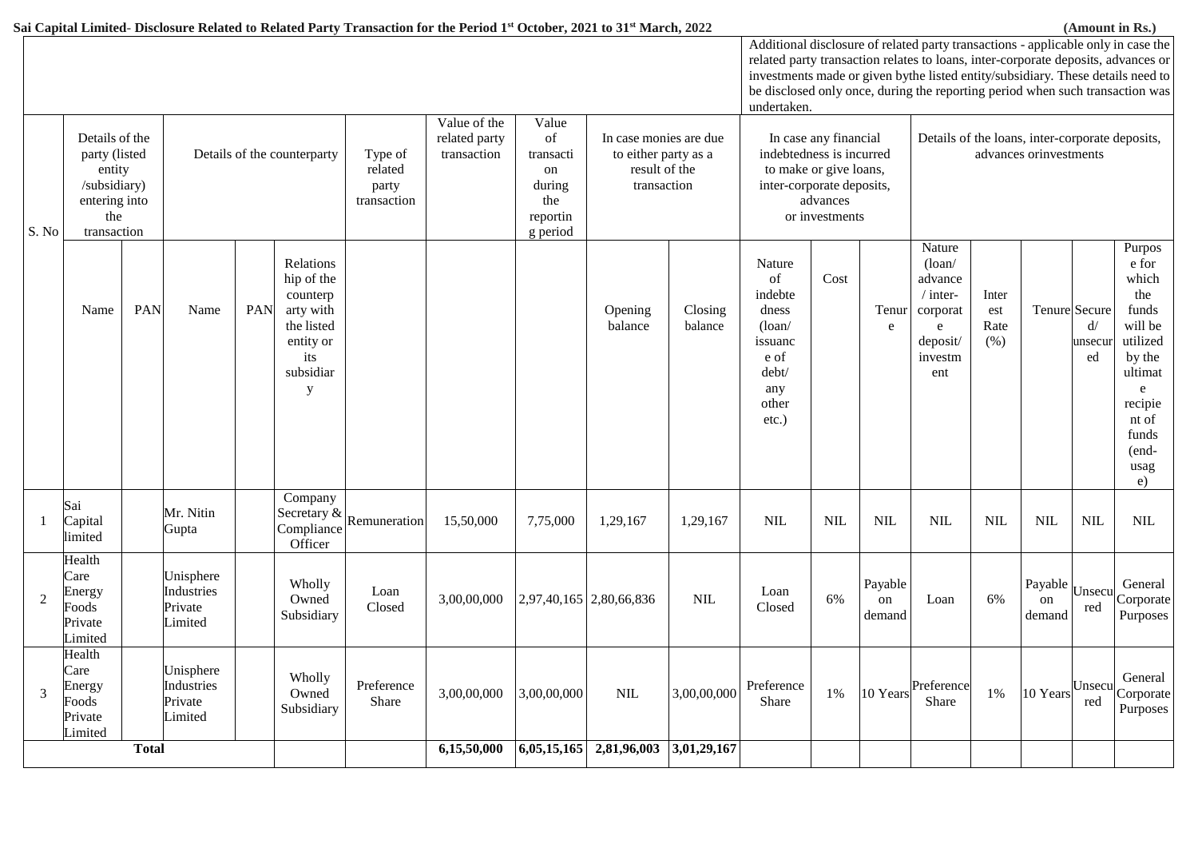**Sai Capital Limited- Disclosure Related to Related Party Transaction for the Period 1st October, 2021 to 31st March, 2022** **(Amount in Rs.)**

| S. No | Details of the party (listed entity /subsidiary) entering into the transaction | | Details of the counterparty | | | Type of related party transaction | Value of the related party transaction | Value of transaction during the reporting period | In case monies are due to either party as a result of the transaction | | Additional disclosure of related party transactions - applicable only in case the related party transaction relates to loans, inter-corporate deposits, advances or investments made or given bythe listed entity/subsidiary. These details need to be disclosed only once, during the reporting period when such transaction was undertaken. In case any financial indebtedness is incurred to make or give loans, inter-corporate deposits, advances or investments | | | Details of the loans, inter-corporate deposits, advances orinvestments | | | | |
|---|---|---|---|---|---|---|---|---|---|---|---|---|---|---|---|---|---|---|
| | Name | PAN | Name | PAN | Relationship of the counterparty with the listed entity or its subsidiary | | | | Opening balance | Closing balance | Nature of indebtedness (loan/ issuance of debt/ any other etc.) | Cost | Tenure | Nature (loan/ advance / inter-corporate deposit/ investment | Interest Rate (%) | Tenure | Secured/ unsecured | Purpose for which the funds will be utilized by the ultimate recipient of funds (end-usage) |
| 1 | Sai Capital limited | | Mr. Nitin Gupta | | Company Secretary & Compliance Officer | Remuneration | 15,50,000 | 7,75,000 | 1,29,167 | 1,29,167 | NIL | NIL | NIL | NIL | NIL | NIL | NIL | NIL |
| 2 | Health Care Energy Foods Private Limited | | Unisphere Industries Private Limited | | Wholly Owned Subsidiary | Loan Closed | 3,00,00,000 | 2,97,40,165 | 2,80,66,836 | NIL | Loan Closed | 6% | Payable on demand | Loan | 6% | Payable on demand | Unsecured | General Corporate Purposes |
| 3 | Health Care Energy Foods Private Limited | | Unisphere Industries Private Limited | | Wholly Owned Subsidiary | Preference Share | 3,00,00,000 | 3,00,00,000 | NIL | 3,00,00,000 | Preference Share | 1% | 10 Years | Preference Share | 1% | 10 Years | Unsecured | General Corporate Purposes |
| | **Total** | | | | | | **6,15,50,000** | **6,05,15,165** | **2,81,96,003** | **3,01,29,167** | | | | | | | | |